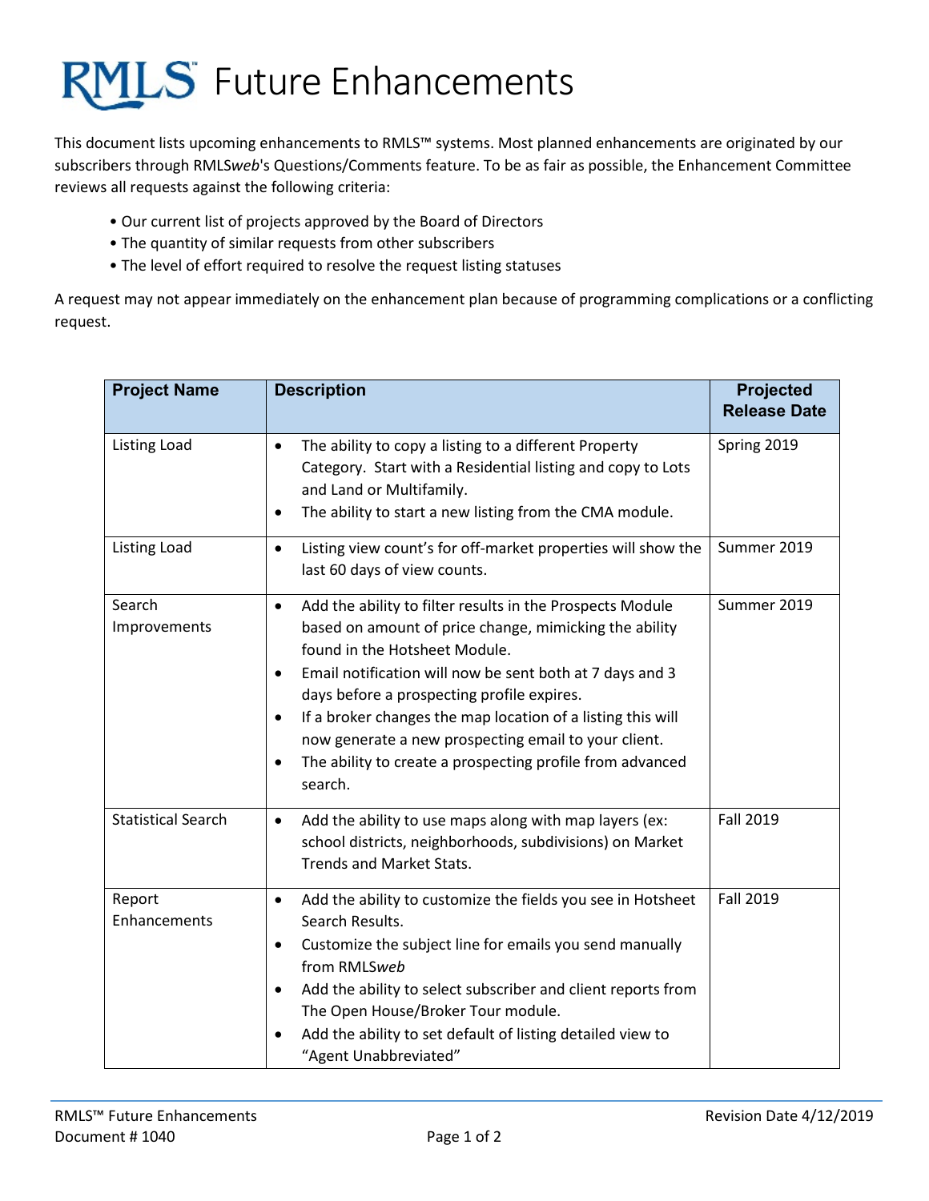# RMLS Future Enhancements

This document lists upcoming enhancements to RMLS™ systems. Most planned enhancements are originated by our subscribers through RMLS*web*'s Questions/Comments feature. To be as fair as possible, the Enhancement Committee reviews all requests against the following criteria:

- Our current list of projects approved by the Board of Directors
- The quantity of similar requests from other subscribers
- The level of effort required to resolve the request listing statuses

A request may not appear immediately on the enhancement plan because of programming complications or a conflicting request.

| Project Name | Description | Projected Release Date |
|---|---|---|
| Listing Load | • The ability to copy a listing to a different Property Category. Start with a Residential listing and copy to Lots and Land or Multifamily.<br>• The ability to start a new listing from the CMA module. | Spring 2019 |
| Listing Load | • Listing view count's for off-market properties will show the last 60 days of view counts. | Summer 2019 |
| Search Improvements | • Add the ability to filter results in the Prospects Module based on amount of price change, mimicking the ability found in the Hotsheet Module.<br>• Email notification will now be sent both at 7 days and 3 days before a prospecting profile expires.<br>• If a broker changes the map location of a listing this will now generate a new prospecting email to your client.<br>• The ability to create a prospecting profile from advanced search. | Summer 2019 |
| Statistical Search | • Add the ability to use maps along with map layers (ex: school districts, neighborhoods, subdivisions) on Market Trends and Market Stats. | Fall 2019 |
| Report Enhancements | • Add the ability to customize the fields you see in Hotsheet Search Results.<br>• Customize the subject line for emails you send manually from RMLS*web*<br>• Add the ability to select subscriber and client reports from The Open House/Broker Tour module.<br>• Add the ability to set default of listing detailed view to "Agent Unabbreviated" | Fall 2019 |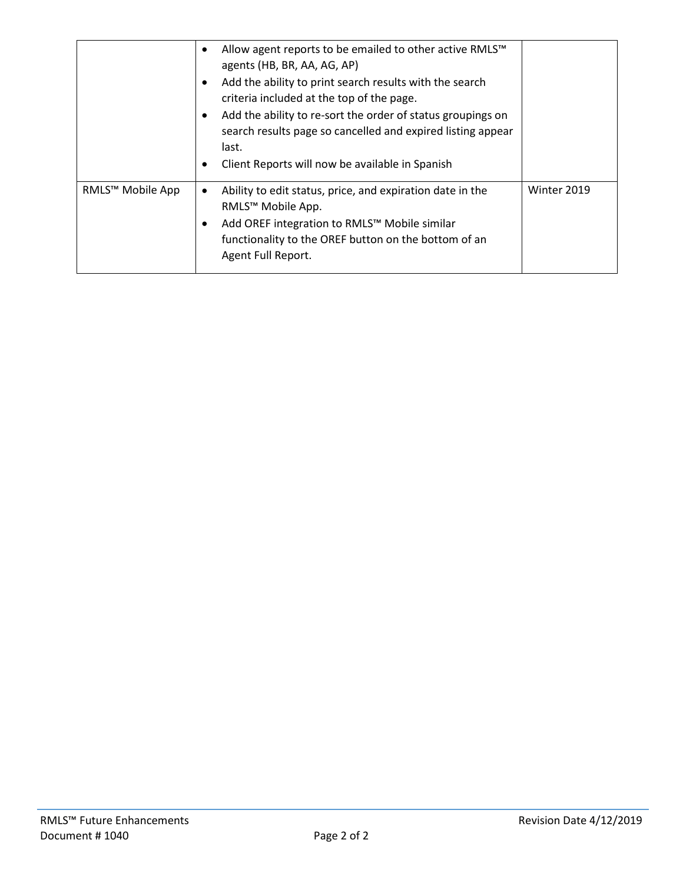| | | |
|---|---|---|
| | • Allow agent reports to be emailed to other active RMLS™ agents (HB, BR, AA, AG, AP)<br>• Add the ability to print search results with the search criteria included at the top of the page.<br>• Add the ability to re-sort the order of status groupings on search results page so cancelled and expired listing appear last.<br>• Client Reports will now be available in Spanish | |
| RMLS™ Mobile App | • Ability to edit status, price, and expiration date in the RMLS™ Mobile App.<br>• Add OREF integration to RMLS™ Mobile similar functionality to the OREF button on the bottom of an Agent Full Report. | Winter 2019 |